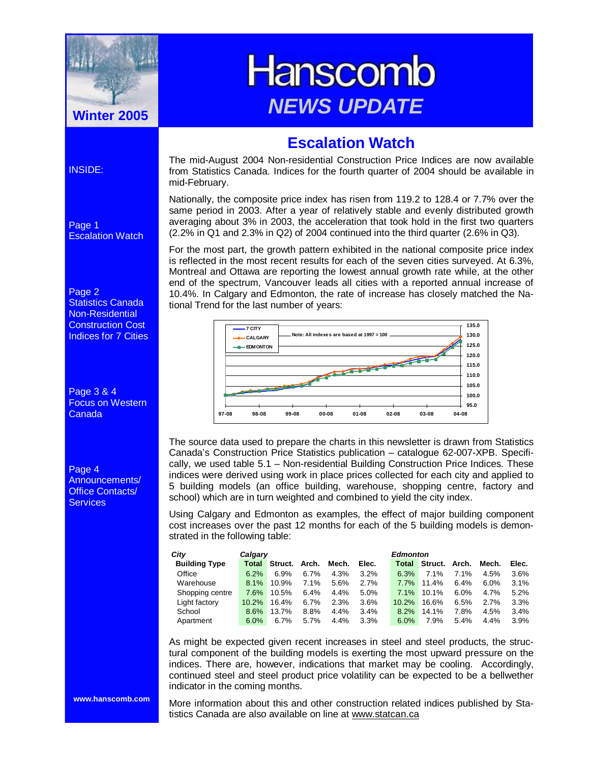Winter 2005

# Hanscomb

## NEWS UPDATE

INSIDE:

Page 1
Escalation Watch

Page 2
Statistics Canada Non-Residential Construction Cost Indices for 7 Cities

Page 3 & 4
Focus on Western Canada

Page 4
Announcements/ Office Contacts/ Services

www.hanscomb.com

## Escalation Watch

The mid-August 2004 Non-residential Construction Price Indices are now available from Statistics Canada. Indices for the fourth quarter of 2004 should be available in mid-February.

Nationally, the composite price index has risen from 119.2 to 128.4 or 7.7% over the same period in 2003. After a year of relatively stable and evenly distributed growth averaging about 3% in 2003, the acceleration that took hold in the first two quarters (2.2% in Q1 and 2.3% in Q2) of 2004 continued into the third quarter (2.6% in Q3).

For the most part, the growth pattern exhibited in the national composite price index is reflected in the most recent results for each of the seven cities surveyed. At 6.3%, Montreal and Ottawa are reporting the lowest annual growth rate while, at the other end of the spectrum, Vancouver leads all cities with a reported annual increase of 10.4%. In Calgary and Edmonton, the rate of increase has closely matched the National Trend for the last number of years:

The source data used to prepare the charts in this newsletter is drawn from Statistics Canada's Construction Price Statistics publication – catalogue 62-007-XPB. Specifically, we used table 5.1 – Non-residential Building Construction Price Indices. These indices were derived using work in place prices collected for each city and applied to 5 building models (an office building, warehouse, shopping centre, factory and school) which are in turn weighted and combined to yield the city index.

Using Calgary and Edmonton as examples, the effect of major building component cost increases over the past 12 months for each of the 5 building models is demonstrated in the following table:

| *City* | *Calgary* | | | | | *Edmonton* | | | | |
|---|---|---|---|---|---|---|---|---|---|---|
| **Building Type** | **Total** | **Struct.** | **Arch.** | **Mech.** | **Elec.** | **Total** | **Struct.** | **Arch.** | **Mech.** | **Elec.** |
| Office | 6.2% | 6.9% | 6.7% | 4.3% | 3.2% | 6.3% | 7.1% | 7.1% | 4.5% | 3.6% |
| Warehouse | 8.1% | 10.9% | 7.1% | 5.6% | 2.7% | 7.7% | 11.4% | 6.4% | 6.0% | 3.1% |
| Shopping centre | 7.6% | 10.5% | 6.4% | 4.4% | 5.0% | 7.1% | 10.1% | 6.0% | 4.7% | 5.2% |
| Light factory | 10.2% | 16.4% | 6.7% | 2.3% | 3.6% | 10.2% | 16.6% | 6.5% | 2.7% | 3.3% |
| School | 8.6% | 13.7% | 8.8% | 4.4% | 3.4% | 8.2% | 14.1% | 7.8% | 4.5% | 3.4% |
| Apartment | 6.0% | 6.7% | 5.7% | 4.4% | 3.3% | 6.0% | 7.9% | 5.4% | 4.4% | 3.9% |

As might be expected given recent increases in steel and steel products, the structural component of the building models is exerting the most upward pressure on the indices. There are, however, indications that market may be cooling. Accordingly, continued steel and steel product price volatility can be expected to be a bellwether indicator in the coming months.

More information about this and other construction related indices published by Statistics Canada are also available on line at www.statcan.ca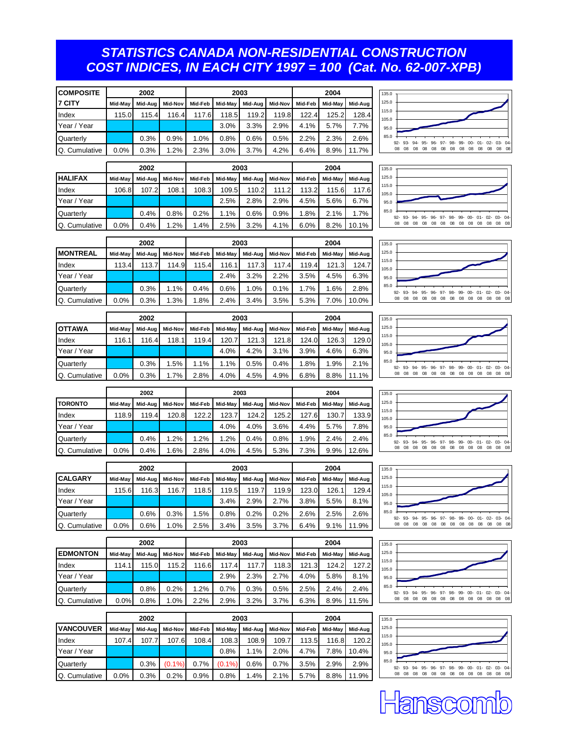# STATISTICS CANADA NON-RESIDENTIAL CONSTRUCTION COST INDICES, IN EACH CITY 1997 = 100 (Cat. No. 62-007-XPB)

| COMPOSITE 7 CITY | 2002 Mid-May | 2002 Mid-Aug | 2002 Mid-Nov | 2003 Mid-Feb | 2003 Mid-May | 2003 Mid-Aug | 2003 Mid-Nov | 2004 Mid-Feb | 2004 Mid-May | 2004 Mid-Aug |
|---|---|---|---|---|---|---|---|---|---|---|
| Index | 115.0 | 115.4 | 116.4 | 117.6 | 118.5 | 119.2 | 119.8 | 122.4 | 125.2 | 128.4 |
| Year / Year | | | | | 3.0% | 3.3% | 2.9% | 4.1% | 5.7% | 7.7% |
| Quarterly | | 0.3% | 0.9% | 1.0% | 0.8% | 0.6% | 0.5% | 2.2% | 2.3% | 2.6% |
| Q. Cumulative | 0.0% | 0.3% | 1.2% | 2.3% | 3.0% | 3.7% | 4.2% | 6.4% | 8.9% | 11.7% |

| HALIFAX | 2002 Mid-May | 2002 Mid-Aug | 2002 Mid-Nov | 2003 Mid-Feb | 2003 Mid-May | 2003 Mid-Aug | 2003 Mid-Nov | 2004 Mid-Feb | 2004 Mid-May | 2004 Mid-Aug |
|---|---|---|---|---|---|---|---|---|---|---|
| Index | 106.8 | 107.2 | 108.1 | 108.3 | 109.5 | 110.2 | 111.2 | 113.2 | 115.6 | 117.6 |
| Year / Year | | | | | 2.5% | 2.8% | 2.9% | 4.5% | 5.6% | 6.7% |
| Quarterly | | 0.4% | 0.8% | 0.2% | 1.1% | 0.6% | 0.9% | 1.8% | 2.1% | 1.7% |
| Q. Cumulative | 0.0% | 0.4% | 1.2% | 1.4% | 2.5% | 3.2% | 4.1% | 6.0% | 8.2% | 10.1% |

| MONTREAL | 2002 Mid-May | 2002 Mid-Aug | 2002 Mid-Nov | 2003 Mid-Feb | 2003 Mid-May | 2003 Mid-Aug | 2003 Mid-Nov | 2004 Mid-Feb | 2004 Mid-May | 2004 Mid-Aug |
|---|---|---|---|---|---|---|---|---|---|---|
| Index | 113.4 | 113.7 | 114.9 | 115.4 | 116.1 | 117.3 | 117.4 | 119.4 | 121.3 | 124.7 |
| Year / Year | | | | | 2.4% | 3.2% | 2.2% | 3.5% | 4.5% | 6.3% |
| Quarterly | | 0.3% | 1.1% | 0.4% | 0.6% | 1.0% | 0.1% | 1.7% | 1.6% | 2.8% |
| Q. Cumulative | 0.0% | 0.3% | 1.3% | 1.8% | 2.4% | 3.4% | 3.5% | 5.3% | 7.0% | 10.0% |

| OTTAWA | 2002 Mid-May | 2002 Mid-Aug | 2002 Mid-Nov | 2003 Mid-Feb | 2003 Mid-May | 2003 Mid-Aug | 2003 Mid-Nov | 2004 Mid-Feb | 2004 Mid-May | 2004 Mid-Aug |
|---|---|---|---|---|---|---|---|---|---|---|
| Index | 116.1 | 116.4 | 118.1 | 119.4 | 120.7 | 121.3 | 121.8 | 124.0 | 126.3 | 129.0 |
| Year / Year | | | | | 4.0% | 4.2% | 3.1% | 3.9% | 4.6% | 6.3% |
| Quarterly | | 0.3% | 1.5% | 1.1% | 1.1% | 0.5% | 0.4% | 1.8% | 1.9% | 2.1% |
| Q. Cumulative | 0.0% | 0.3% | 1.7% | 2.8% | 4.0% | 4.5% | 4.9% | 6.8% | 8.8% | 11.1% |

| TORONTO | 2002 Mid-May | 2002 Mid-Aug | 2002 Mid-Nov | 2003 Mid-Feb | 2003 Mid-May | 2003 Mid-Aug | 2003 Mid-Nov | 2004 Mid-Feb | 2004 Mid-May | 2004 Mid-Aug |
|---|---|---|---|---|---|---|---|---|---|---|
| Index | 118.9 | 119.4 | 120.8 | 122.2 | 123.7 | 124.2 | 125.2 | 127.6 | 130.7 | 133.9 |
| Year / Year | | | | | 4.0% | 4.0% | 3.6% | 4.4% | 5.7% | 7.8% |
| Quarterly | | 0.4% | 1.2% | 1.2% | 1.2% | 0.4% | 0.8% | 1.9% | 2.4% | 2.4% |
| Q. Cumulative | 0.0% | 0.4% | 1.6% | 2.8% | 4.0% | 4.5% | 5.3% | 7.3% | 9.9% | 12.6% |

| CALGARY | 2002 Mid-May | 2002 Mid-Aug | 2002 Mid-Nov | 2003 Mid-Feb | 2003 Mid-May | 2003 Mid-Aug | 2003 Mid-Nov | 2004 Mid-Feb | 2004 Mid-May | 2004 Mid-Aug |
|---|---|---|---|---|---|---|---|---|---|---|
| Index | 115.6 | 116.3 | 116.7 | 118.5 | 119.5 | 119.7 | 119.9 | 123.0 | 126.1 | 129.4 |
| Year / Year | | | | | 3.4% | 2.9% | 2.7% | 3.8% | 5.5% | 8.1% |
| Quarterly | | 0.6% | 0.3% | 1.5% | 0.8% | 0.2% | 0.2% | 2.6% | 2.5% | 2.6% |
| Q. Cumulative | 0.0% | 0.6% | 1.0% | 2.5% | 3.4% | 3.5% | 3.7% | 6.4% | 9.1% | 11.9% |

| EDMONTON | 2002 Mid-May | 2002 Mid-Aug | 2002 Mid-Nov | 2003 Mid-Feb | 2003 Mid-May | 2003 Mid-Aug | 2003 Mid-Nov | 2004 Mid-Feb | 2004 Mid-May | 2004 Mid-Aug |
|---|---|---|---|---|---|---|---|---|---|---|
| Index | 114.1 | 115.0 | 115.2 | 116.6 | 117.4 | 117.7 | 118.3 | 121.3 | 124.2 | 127.2 |
| Year / Year | | | | | 2.9% | 2.3% | 2.7% | 4.0% | 5.8% | 8.1% |
| Quarterly | | 0.8% | 0.2% | 1.2% | 0.7% | 0.3% | 0.5% | 2.5% | 2.4% | 2.4% |
| Q. Cumulative | 0.0% | 0.8% | 1.0% | 2.2% | 2.9% | 3.2% | 3.7% | 6.3% | 8.9% | 11.5% |

| VANCOUVER | 2002 Mid-May | 2002 Mid-Aug | 2002 Mid-Nov | 2003 Mid-Feb | 2003 Mid-May | 2003 Mid-Aug | 2003 Mid-Nov | 2004 Mid-Feb | 2004 Mid-May | 2004 Mid-Aug |
|---|---|---|---|---|---|---|---|---|---|---|
| Index | 107.4 | 107.7 | 107.6 | 108.4 | 108.3 | 108.9 | 109.7 | 113.5 | 116.8 | 120.2 |
| Year / Year | | | | | 0.8% | 1.1% | 2.0% | 4.7% | 7.8% | 10.4% |
| Quarterly | | 0.3% | (0.1%) | 0.7% | (0.1%) | 0.6% | 0.7% | 3.5% | 2.9% | 2.9% |
| Q. Cumulative | 0.0% | 0.3% | 0.2% | 0.9% | 0.8% | 1.4% | 2.1% | 5.7% | 8.8% | 11.9% |

Hanscomb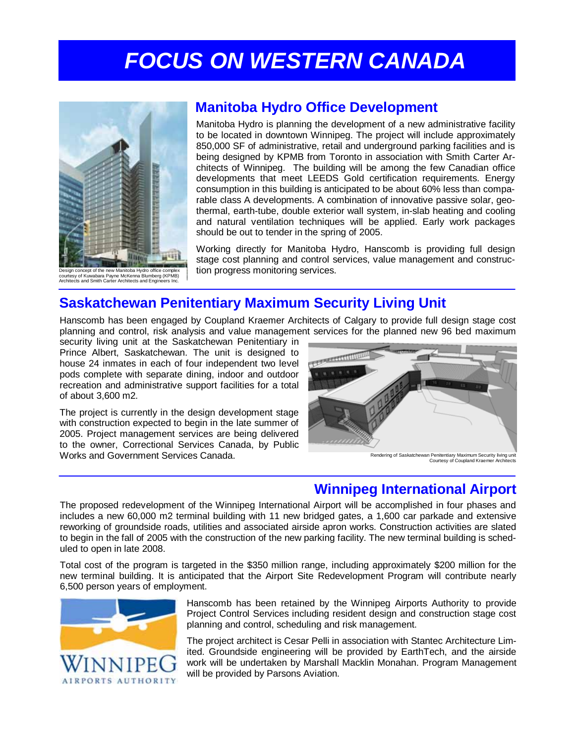# FOCUS ON WESTERN CANADA

## Manitoba Hydro Office Development

Manitoba Hydro is planning the development of a new administrative facility to be located in downtown Winnipeg. The project will include approximately 850,000 SF of administrative, retail and underground parking facilities and is being designed by KPMB from Toronto in association with Smith Carter Architects of Winnipeg. The building will be among the few Canadian office developments that meet LEEDS Gold certification requirements. Energy consumption in this building is anticipated to be about 60% less than comparable class A developments. A combination of innovative passive solar, geothermal, earth-tube, double exterior wall system, in-slab heating and cooling and natural ventilation techniques will be applied. Early work packages should be out to tender in the spring of 2005.

Working directly for Manitoba Hydro, Hanscomb is providing full design stage cost planning and control services, value management and construction progress monitoring services.

Design concept of the new Manitoba Hydro office complex courtesy of Kuwabara Payne McKenna Blumberg (KPMB) Architects and Smith Carter Architects and Engineers Inc.

## Saskatchewan Penitentiary Maximum Security Living Unit

Hanscomb has been engaged by Coupland Kraemer Architects of Calgary to provide full design stage cost planning and control, risk analysis and value management services for the planned new 96 bed maximum security living unit at the Saskatchewan Penitentiary in Prince Albert, Saskatchewan. The unit is designed to house 24 inmates in each of four independent two level pods complete with separate dining, indoor and outdoor recreation and administrative support facilities for a total of about 3,600 m2.

The project is currently in the design development stage with construction expected to begin in the late summer of 2005. Project management services are being delivered to the owner, Correctional Services Canada, by Public Works and Government Services Canada.

Rendering of Saskatchewan Penitentiary Maximum Security living unit Courtesy of Coupland Kraemer Architects

## Winnipeg International Airport

The proposed redevelopment of the Winnipeg International Airport will be accomplished in four phases and includes a new 60,000 m2 terminal building with 11 new bridged gates, a 1,600 car parkade and extensive reworking of groundside roads, utilities and associated airside apron works. Construction activities are slated to begin in the fall of 2005 with the construction of the new parking facility. The new terminal building is scheduled to open in late 2008.

Total cost of the program is targeted in the $350 million range, including approximately $200 million for the new terminal building. It is anticipated that the Airport Site Redevelopment Program will contribute nearly 6,500 person years of employment.

Hanscomb has been retained by the Winnipeg Airports Authority to provide Project Control Services including resident design and construction stage cost planning and control, scheduling and risk management.

The project architect is Cesar Pelli in association with Stantec Architecture Limited. Groundside engineering will be provided by EarthTech, and the airside work will be undertaken by Marshall Macklin Monahan. Program Management will be provided by Parsons Aviation.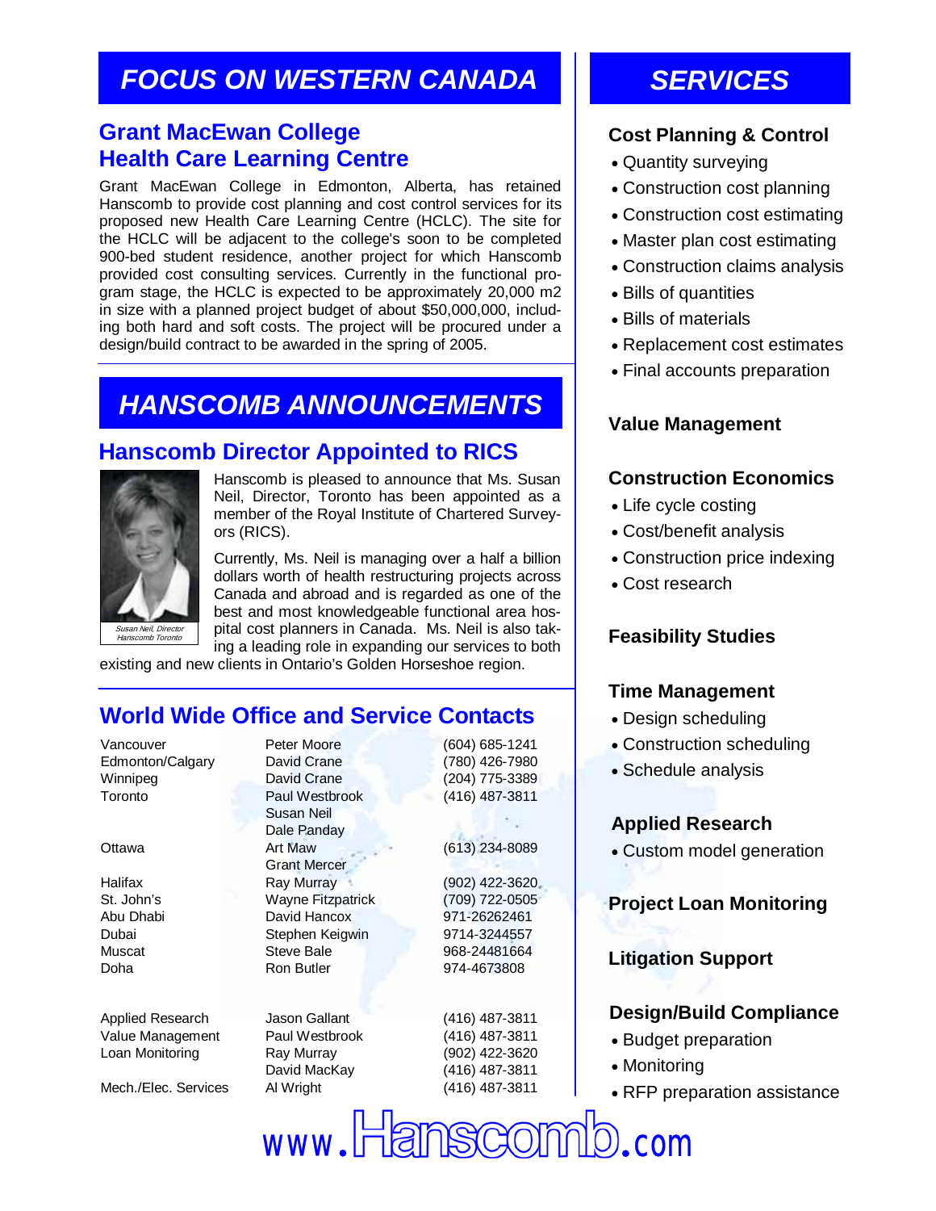# FOCUS ON WESTERN CANADA

## Grant MacEwan College Health Care Learning Centre

Grant MacEwan College in Edmonton, Alberta, has retained Hanscomb to provide cost planning and cost control services for its proposed new Health Care Learning Centre (HCLC). The site for the HCLC will be adjacent to the college's soon to be completed 900-bed student residence, another project for which Hanscomb provided cost consulting services. Currently in the functional program stage, the HCLC is expected to be approximately 20,000 m2 in size with a planned project budget of about $50,000,000, including both hard and soft costs. The project will be procured under a design/build contract to be awarded in the spring of 2005.

# HANSCOMB ANNOUNCEMENTS

## Hanscomb Director Appointed to RICS

*Susan Neil, Director Hanscomb Toronto*

Hanscomb is pleased to announce that Ms. Susan Neil, Director, Toronto has been appointed as a member of the Royal Institute of Chartered Surveyors (RICS).

Currently, Ms. Neil is managing over a half a billion dollars worth of health restructuring projects across Canada and abroad and is regarded as one of the best and most knowledgeable functional area hospital cost planners in Canada. Ms. Neil is also taking a leading role in expanding our services to both existing and new clients in Ontario's Golden Horseshoe region.

## World Wide Office and Service Contacts

| | | |
|---|---|---|
| Vancouver | Peter Moore | (604) 685-1241 |
| Edmonton/Calgary | David Crane | (780) 426-7980 |
| Winnipeg | David Crane | (204) 775-3389 |
| Toronto | Paul Westbrook | (416) 487-3811 |
| | Susan Neil | |
| | Dale Panday | |
| Ottawa | Art Maw | (613) 234-8089 |
| | Grant Mercer | |
| Halifax | Ray Murray | (902) 422-3620 |
| St. John's | Wayne Fitzpatrick | (709) 722-0505 |
| Abu Dhabi | David Hancox | 971-26262461 |
| Dubai | Stephen Keigwin | 9714-3244557 |
| Muscat | Steve Bale | 968-24481664 |
| Doha | Ron Butler | 974-4673808 |
| Applied Research | Jason Gallant | (416) 487-3811 |
| Value Management | Paul Westbrook | (416) 487-3811 |
| Loan Monitoring | Ray Murray | (902) 422-3620 |
| | David MacKay | (416) 487-3811 |
| Mech./Elec. Services | Al Wright | (416) 487-3811 |

# SERVICES

### Cost Planning & Control

- Quantity surveying
- Construction cost planning
- Construction cost estimating
- Master plan cost estimating
- Construction claims analysis
- Bills of quantities
- Bills of materials
- Replacement cost estimates
- Final accounts preparation

### Value Management

### Construction Economics

- Life cycle costing
- Cost/benefit analysis
- Construction price indexing
- Cost research

### Feasibility Studies

### Time Management

- Design scheduling
- Construction scheduling
- Schedule analysis

### Applied Research

- Custom model generation

### Project Loan Monitoring

### Litigation Support

### Design/Build Compliance

- Budget preparation
- Monitoring
- RFP preparation assistance

www.Hanscomb.com